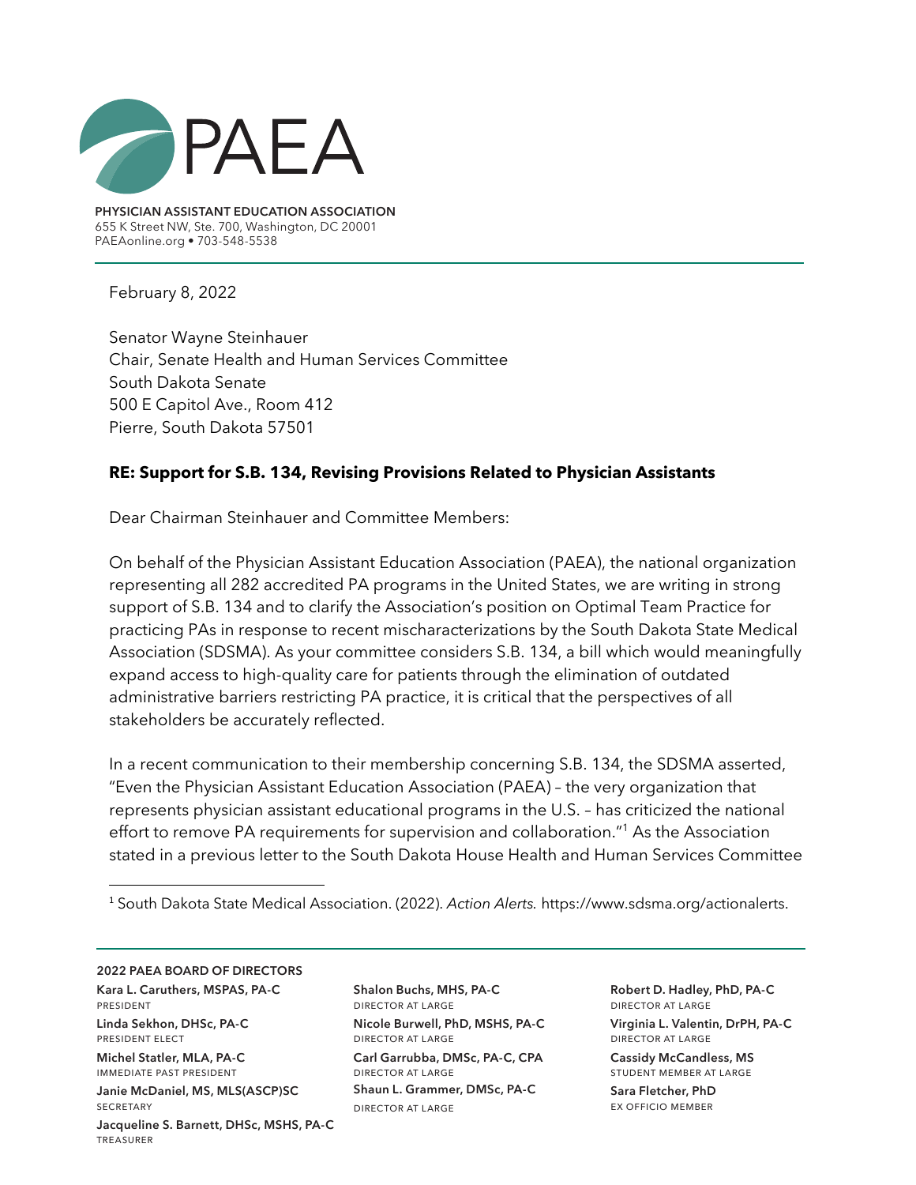# PAEA

**PHYSICIAN ASSISTANT EDUCATION ASSOCIATION**
655 K Street NW, Ste. 700, Washington, DC 20001
PAEAonline.org • 703-548-5538

February 8, 2022

Senator Wayne Steinhauer
Chair, Senate Health and Human Services Committee
South Dakota Senate
500 E Capitol Ave., Room 412
Pierre, South Dakota 57501

**RE: Support for S.B. 134, Revising Provisions Related to Physician Assistants**

Dear Chairman Steinhauer and Committee Members:

On behalf of the Physician Assistant Education Association (PAEA), the national organization representing all 282 accredited PA programs in the United States, we are writing in strong support of S.B. 134 and to clarify the Association's position on Optimal Team Practice for practicing PAs in response to recent mischaracterizations by the South Dakota State Medical Association (SDSMA). As your committee considers S.B. 134, a bill which would meaningfully expand access to high-quality care for patients through the elimination of outdated administrative barriers restricting PA practice, it is critical that the perspectives of all stakeholders be accurately reflected.

In a recent communication to their membership concerning S.B. 134, the SDSMA asserted, "Even the Physician Assistant Education Association (PAEA) – the very organization that represents physician assistant educational programs in the U.S. – has criticized the national effort to remove PA requirements for supervision and collaboration."[1] As the Association stated in a previous letter to the South Dakota House Health and Human Services Committee

[1] South Dakota State Medical Association. (2022). *Action Alerts.* https://www.sdsma.org/actionalerts.

**2022 PAEA BOARD OF DIRECTORS**

**Kara L. Caruthers, MSPAS, PA-C**
PRESIDENT

**Linda Sekhon, DHSc, PA-C**
PRESIDENT ELECT

**Michel Statler, MLA, PA-C**
IMMEDIATE PAST PRESIDENT

**Janie McDaniel, MS, MLS(ASCP)SC**
SECRETARY

**Jacqueline S. Barnett, DHSc, MSHS, PA-C**
TREASURER

**Shalon Buchs, MHS, PA-C**
DIRECTOR AT LARGE

**Nicole Burwell, PhD, MSHS, PA-C**
DIRECTOR AT LARGE

**Carl Garrubba, DMSc, PA-C, CPA**
DIRECTOR AT LARGE

**Shaun L. Grammer, DMSc, PA-C**
DIRECTOR AT LARGE

**Robert D. Hadley, PhD, PA-C**
DIRECTOR AT LARGE

**Virginia L. Valentin, DrPH, PA-C**
DIRECTOR AT LARGE

**Cassidy McCandless, MS**
STUDENT MEMBER AT LARGE

**Sara Fletcher, PhD**
EX OFFICIO MEMBER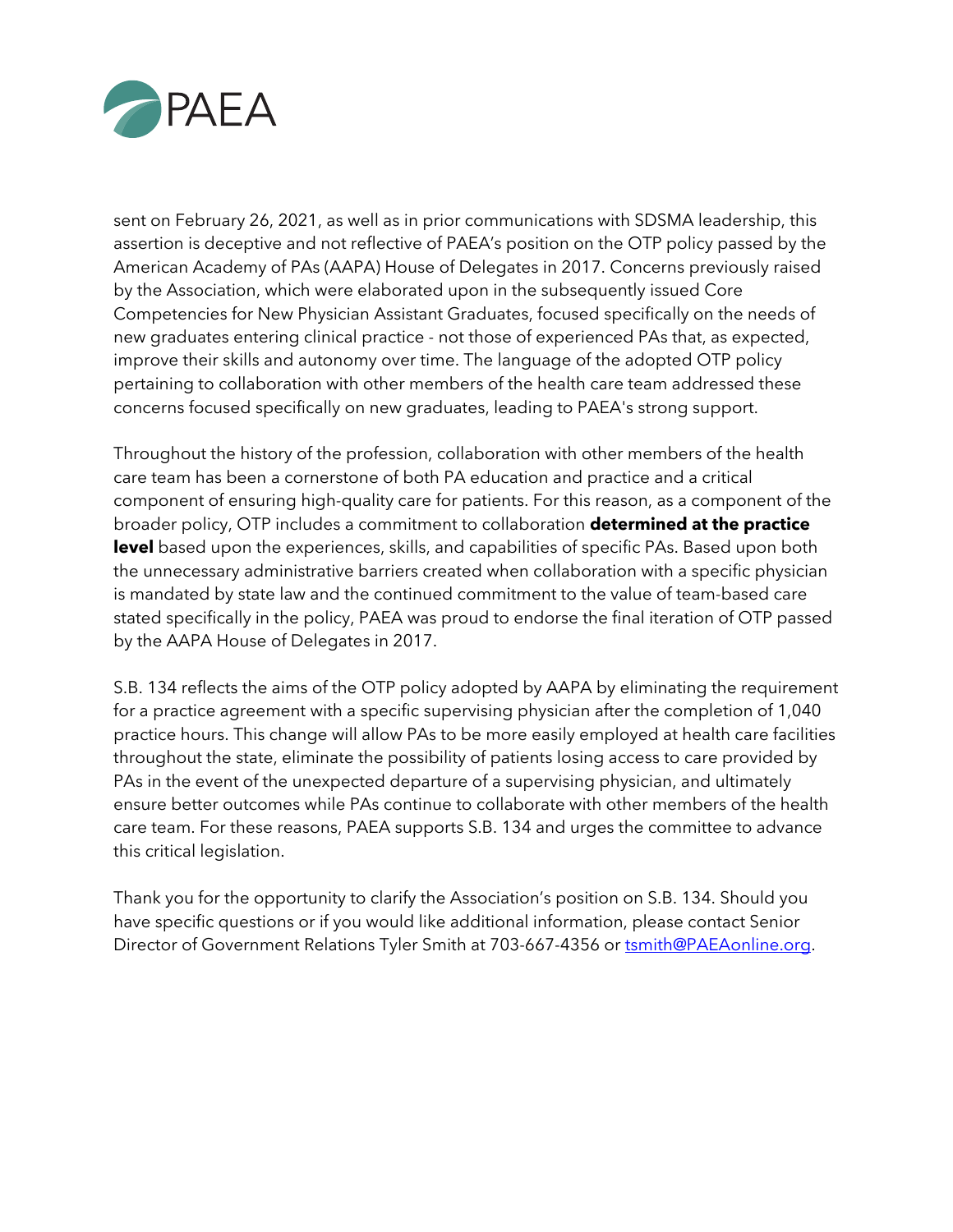sent on February 26, 2021, as well as in prior communications with SDSMA leadership, this assertion is deceptive and not reflective of PAEA's position on the OTP policy passed by the American Academy of PAs (AAPA) House of Delegates in 2017. Concerns previously raised by the Association, which were elaborated upon in the subsequently issued Core Competencies for New Physician Assistant Graduates, focused specifically on the needs of new graduates entering clinical practice - not those of experienced PAs that, as expected, improve their skills and autonomy over time. The language of the adopted OTP policy pertaining to collaboration with other members of the health care team addressed these concerns focused specifically on new graduates, leading to PAEA's strong support.

Throughout the history of the profession, collaboration with other members of the health care team has been a cornerstone of both PA education and practice and a critical component of ensuring high-quality care for patients. For this reason, as a component of the broader policy, OTP includes a commitment to collaboration **determined at the practice level** based upon the experiences, skills, and capabilities of specific PAs. Based upon both the unnecessary administrative barriers created when collaboration with a specific physician is mandated by state law and the continued commitment to the value of team-based care stated specifically in the policy, PAEA was proud to endorse the final iteration of OTP passed by the AAPA House of Delegates in 2017.

S.B. 134 reflects the aims of the OTP policy adopted by AAPA by eliminating the requirement for a practice agreement with a specific supervising physician after the completion of 1,040 practice hours. This change will allow PAs to be more easily employed at health care facilities throughout the state, eliminate the possibility of patients losing access to care provided by PAs in the event of the unexpected departure of a supervising physician, and ultimately ensure better outcomes while PAs continue to collaborate with other members of the health care team. For these reasons, PAEA supports S.B. 134 and urges the committee to advance this critical legislation.

Thank you for the opportunity to clarify the Association's position on S.B. 134. Should you have specific questions or if you would like additional information, please contact Senior Director of Government Relations Tyler Smith at 703-667-4356 or tsmith@PAEAonline.org.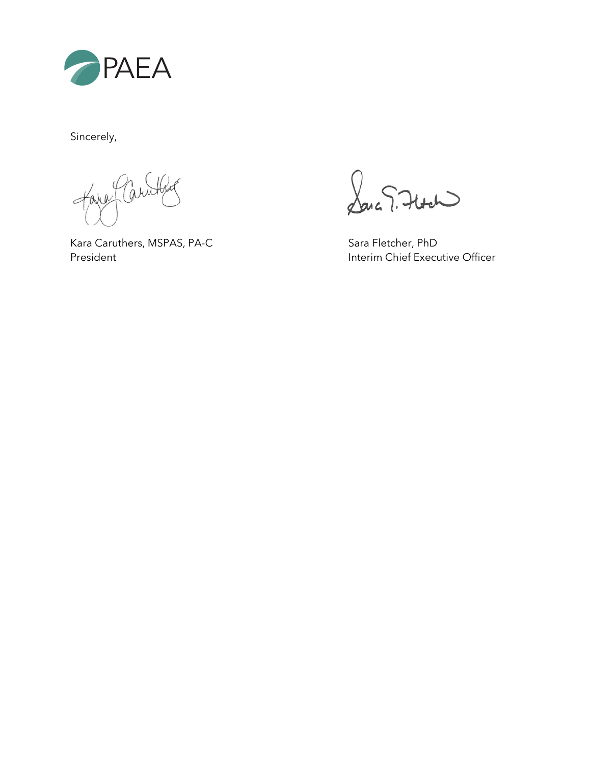Sincerely,

Kara Caruthers, MSPAS, PA-C
President

Sara Fletcher, PhD
Interim Chief Executive Officer